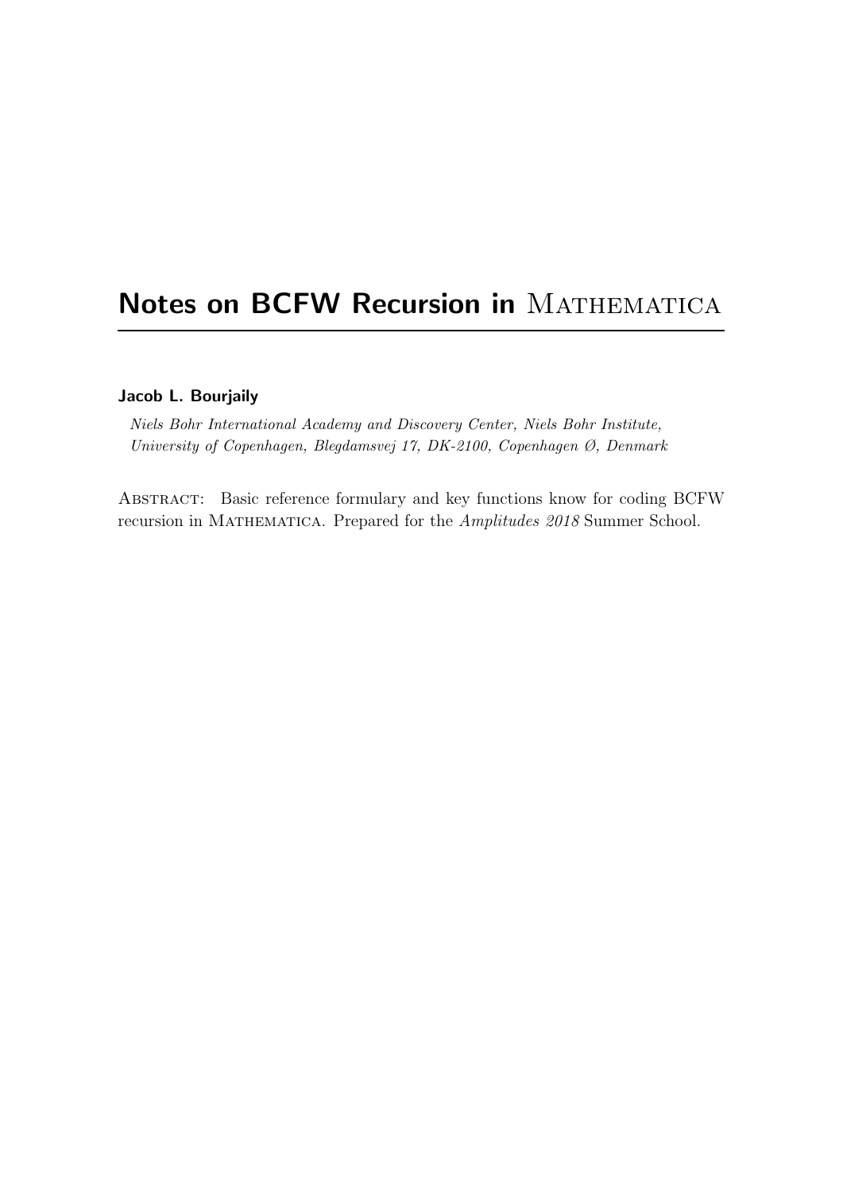# Notes on BCFW Recursion in MATHEMATICA

**Jacob L. Bourjaily**

*Niels Bohr International Academy and Discovery Center, Niels Bohr Institute, University of Copenhagen, Blegdamsvej 17, DK-2100, Copenhagen Ø, Denmark*

ABSTRACT: Basic reference formulary and key functions know for coding BCFW recursion in MATHEMATICA. Prepared for the *Amplitudes 2018* Summer School.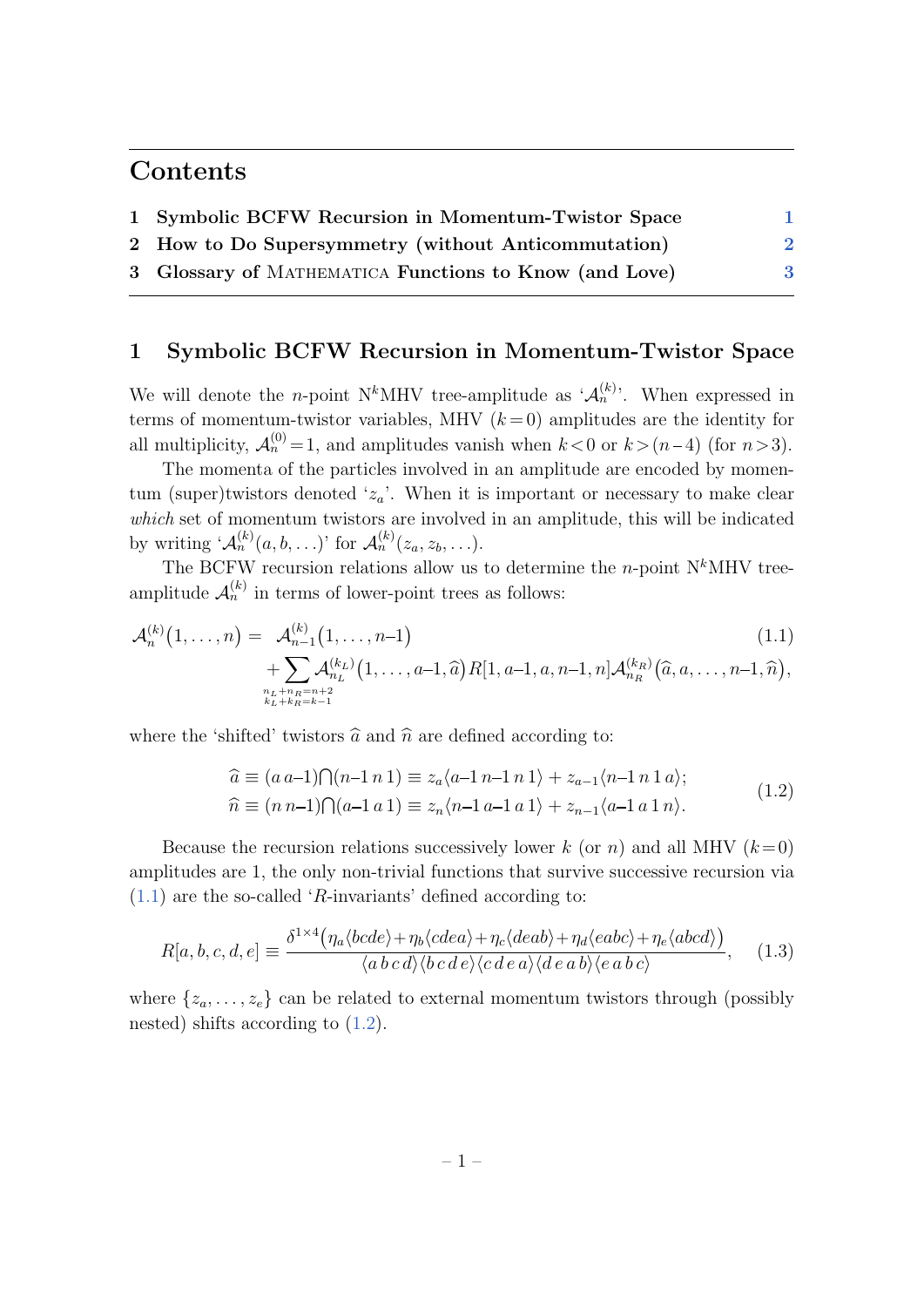## Contents

1 Symbolic BCFW Recursion in Momentum-Twistor Space — 1

2 How to Do Supersymmetry (without Anticommutation) — 2

3 Glossary of Mathematica Functions to Know (and Love) — 3

## 1 Symbolic BCFW Recursion in Momentum-Twistor Space

We will denote the $n$-point N$^k$MHV tree-amplitude as '$\mathcal{A}_n^{(k)}$'. When expressed in terms of momentum-twistor variables, MHV ($k\!=\!0$) amplitudes are the identity for all multiplicity, $\mathcal{A}_n^{(0)}\!=\!1$, and amplitudes vanish when $k\!<\!0$ or $k\!>\!(n\!-\!4)$ (for $n\!>\!3$).

The momenta of the particles involved in an amplitude are encoded by momentum (super)twistors denoted '$z_a$'. When it is important or necessary to make clear *which* set of momentum twistors are involved in an amplitude, this will be indicated by writing '$\mathcal{A}_n^{(k)}(a,b,\ldots)$' for $\mathcal{A}_n^{(k)}(z_a,z_b,\ldots)$.

The BCFW recursion relations allow us to determine the $n$-point N$^k$MHV tree-amplitude $\mathcal{A}_n^{(k)}$ in terms of lower-point trees as follows:

$$\mathcal{A}_n^{(k)}(1,\ldots,n) = \mathcal{A}_{n-1}^{(k)}(1,\ldots,n\text{–}1) + \sum_{\substack{n_L+n_R=n+2\\k_L+k_R=k-1}} \mathcal{A}_{n_L}^{(k_L)}(1,\ldots,a\text{–}1,\widehat{a})\, R[1,a\text{–}1,a,n\text{–}1,n]\, \mathcal{A}_{n_R}^{(k_R)}(\widehat{a},a,\ldots,n\text{–}1,\widehat{n}), \tag{1.1}$$

where the 'shifted' twistors $\widehat{a}$ and $\widehat{n}$ are defined according to:

$$\begin{aligned}\widehat{a} &\equiv (a\,a\text{–}1)\textstyle\bigcap(n\text{–}1\,n\,1) \equiv z_a\langle a\text{–}1\,n\text{–}1\,n\,1\rangle + z_{a-1}\langle n\text{–}1\,n\,1\,a\rangle;\\ \widehat{n} &\equiv (n\,n\text{–}1)\textstyle\bigcap(a\text{–}1\,a\,1) \equiv z_n\langle n\text{–}1\,a\text{–}1\,a\,1\rangle + z_{n-1}\langle a\text{–}1\,a\,1\,n\rangle.\end{aligned} \tag{1.2}$$

Because the recursion relations successively lower $k$ (or $n$) and all MHV ($k\!=\!0$) amplitudes are 1, the only non-trivial functions that survive successive recursion via (1.1) are the so-called '$R$-invariants' defined according to:

$$R[a,b,c,d,e] \equiv \frac{\delta^{1\times4}\big(\eta_a\langle bcde\rangle + \eta_b\langle cdea\rangle + \eta_c\langle deab\rangle + \eta_d\langle eabc\rangle + \eta_e\langle abcd\rangle\big)}{\langle a\,b\,c\,d\rangle\langle b\,c\,d\,e\rangle\langle c\,d\,e\,a\rangle\langle d\,e\,a\,b\rangle\langle e\,a\,b\,c\rangle}, \tag{1.3}$$

where $\{z_a,\ldots,z_e\}$ can be related to external momentum twistors through (possibly nested) shifts according to (1.2).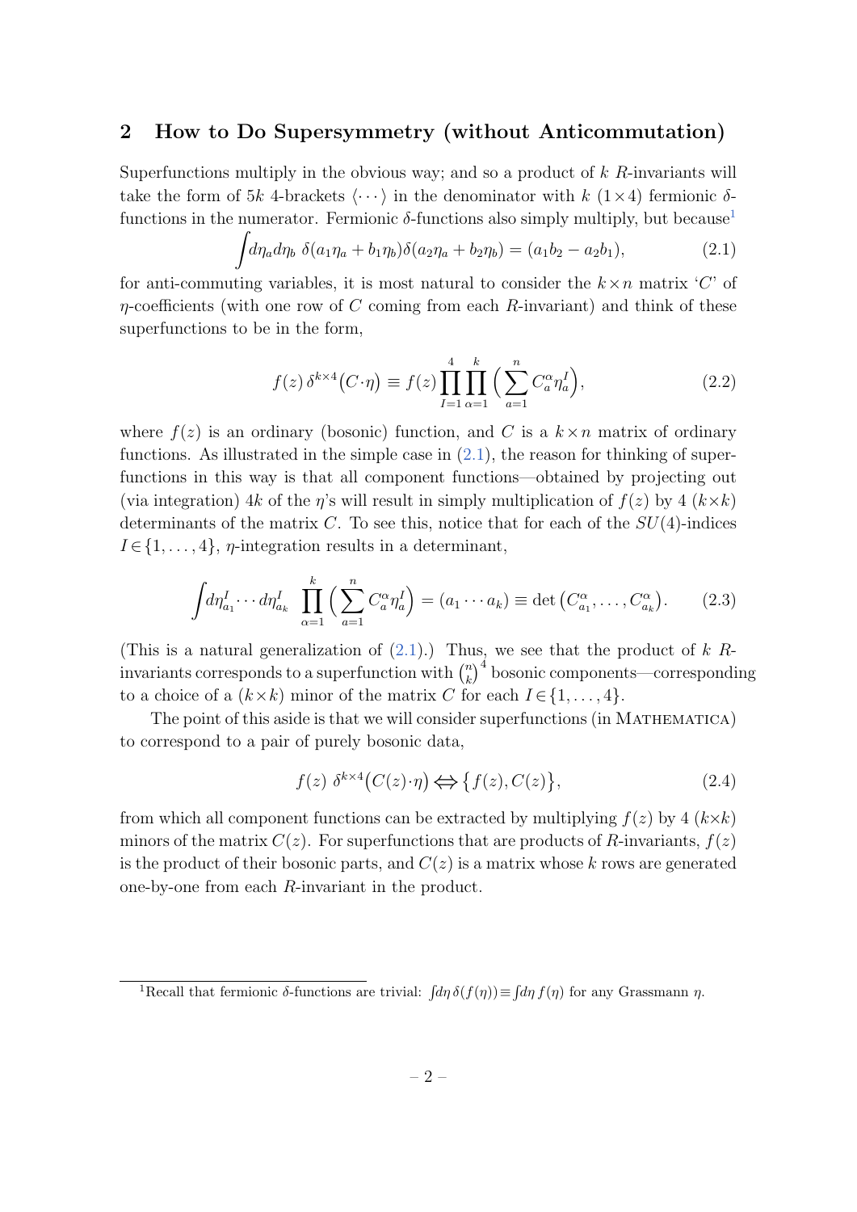## 2 How to Do Supersymmetry (without Anticommutation)

Superfunctions multiply in the obvious way; and so a product of $k$ $R$-invariants will take the form of $5k$ 4-brackets $\langle\cdots\rangle$ in the denominator with $k$ $(1\times 4)$ fermionic $\delta$-functions in the numerator. Fermionic $\delta$-functions also simply multiply, but because[1]

$$\int d\eta_a d\eta_b\;\delta(a_1\eta_a+b_1\eta_b)\delta(a_2\eta_a+b_2\eta_b)=(a_1b_2-a_2b_1), \tag{2.1}$$

for anti-commuting variables, it is most natural to consider the $k\times n$ matrix '$C$' of $\eta$-coefficients (with one row of $C$ coming from each $R$-invariant) and think of these superfunctions to be in the form,

$$f(z)\,\delta^{k\times 4}\big(C\cdot\eta\big)\equiv f(z)\prod_{I=1}^{4}\prod_{\alpha=1}^{k}\Big(\sum_{a=1}^{n}C_a^{\alpha}\eta_a^{I}\Big), \tag{2.2}$$

where $f(z)$ is an ordinary (bosonic) function, and $C$ is a $k\times n$ matrix of ordinary functions. As illustrated in the simple case in (2.1), the reason for thinking of superfunctions in this way is that all component functions—obtained by projecting out (via integration) $4k$ of the $\eta$'s will result in simply multiplication of $f(z)$ by 4 $(k\times k)$ determinants of the matrix $C$. To see this, notice that for each of the $SU(4)$-indices $I\in\{1,\ldots,4\}$, $\eta$-integration results in a determinant,

$$\int d\eta_{a_1}^{I}\cdots d\eta_{a_k}^{I}\;\prod_{\alpha=1}^{k}\Big(\sum_{a=1}^{n}C_a^{\alpha}\eta_a^{I}\Big)=(a_1\cdots a_k)\equiv\det\big(C_{a_1}^{\alpha},\ldots,C_{a_k}^{\alpha}\big). \tag{2.3}$$

(This is a natural generalization of (2.1).) Thus, we see that the product of $k$ $R$-invariants corresponds to a superfunction with $\binom{n}{k}^4$ bosonic components—corresponding to a choice of a $(k\times k)$ minor of the matrix $C$ for each $I\in\{1,\ldots,4\}$.

The point of this aside is that we will consider superfunctions (in MATHEMATICA) to correspond to a pair of purely bosonic data,

$$f(z)\;\delta^{k\times 4}\big(C(z)\cdot\eta\big)\Longleftrightarrow\big\{f(z),C(z)\big\}, \tag{2.4}$$

from which all component functions can be extracted by multiplying $f(z)$ by 4 $(k\times k)$ minors of the matrix $C(z)$. For superfunctions that are products of $R$-invariants, $f(z)$ is the product of their bosonic parts, and $C(z)$ is a matrix whose $k$ rows are generated one-by-one from each $R$-invariant in the product.

[1] Recall that fermionic $\delta$-functions are trivial: $\int d\eta\,\delta(f(\eta))\equiv\int d\eta\,f(\eta)$ for any Grassmann $\eta$.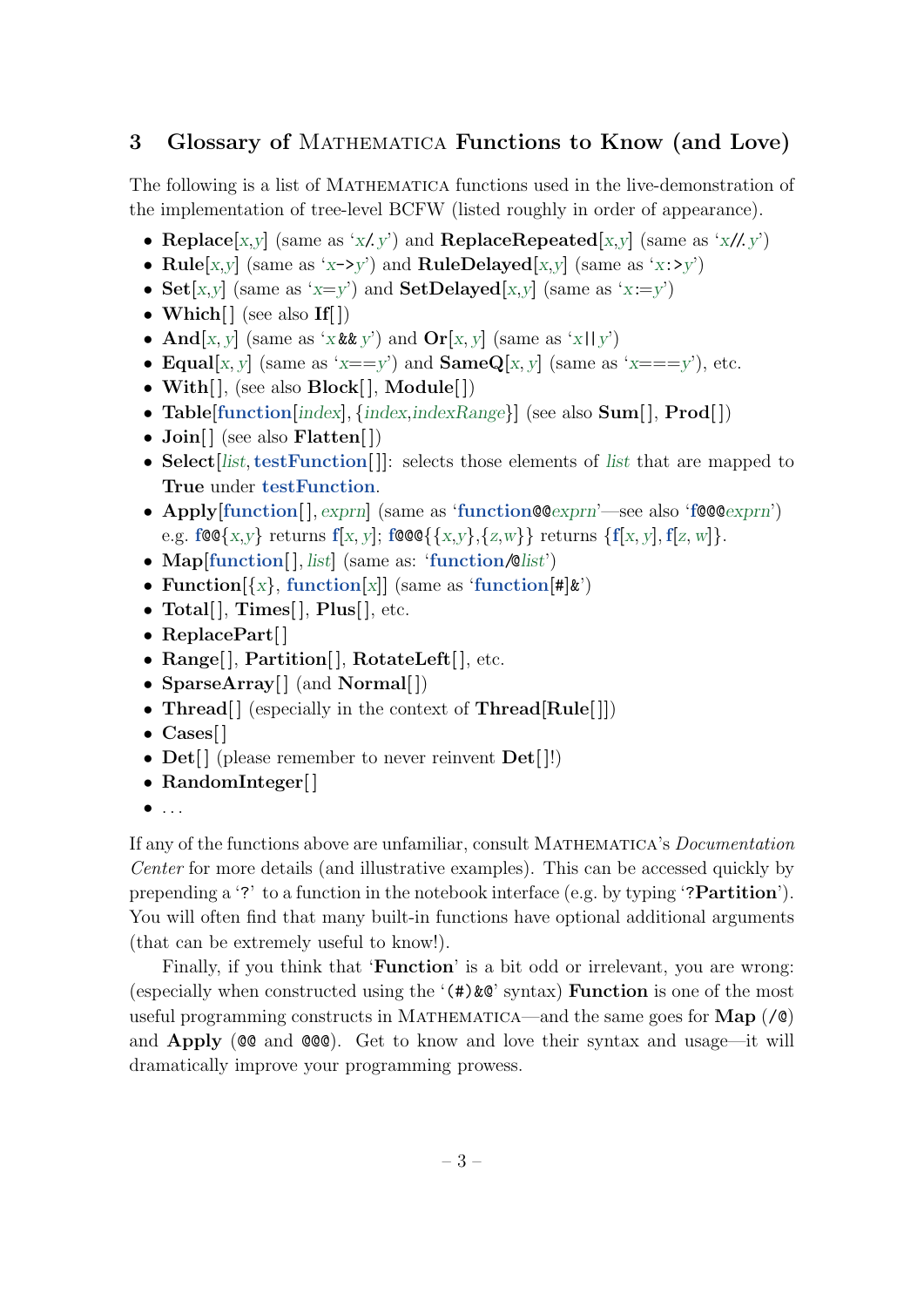## 3 Glossary of Mathematica Functions to Know (and Love)

The following is a list of Mathematica functions used in the live-demonstration of the implementation of tree-level BCFW (listed roughly in order of appearance).

- **Replace**[*x*,*y*] (same as '*x*/.*y*') and **ReplaceRepeated**[*x*,*y*] (same as '*x*//.*y*')
- **Rule**[*x*,*y*] (same as '*x*->*y*') and **RuleDelayed**[*x*,*y*] (same as '*x*:>*y*')
- **Set**[*x*,*y*] (same as '*x*=*y*') and **SetDelayed**[*x*,*y*] (same as '*x*:=*y*')
- **Which**[] (see also **If**[])
- **And**[*x*, *y*] (same as '*x*&&*y*') and **Or**[*x*, *y*] (same as '*x*||*y*')
- **Equal**[*x*, *y*] (same as '*x*==*y*') and **SameQ**[*x*, *y*] (same as '*x*===*y*'), etc.
- **With**[], (see also **Block**[], **Module**[])
- **Table**[**function**[*index*], {*index*,*indexRange*}] (see also **Sum**[], **Prod**[])
- **Join**[] (see also **Flatten**[])
- **Select**[*list*, **testFunction**[]]: selects those elements of *list* that are mapped to **True** under **testFunction**.
- **Apply**[**function**[], *exprn*] (same as '**function**@@*exprn*'—see also '**f**@@@*exprn*') e.g. **f**@@{*x*,*y*} returns **f**[*x*, *y*]; **f**@@@{{*x*,*y*},{*z*,*w*}} returns {**f**[*x*, *y*], **f**[*z*, *w*]}.
- **Map**[**function**[], *list*] (same as: '**function**/@*list*')
- **Function**[{*x*}, **function**[*x*]] (same as '**function**[#]&')
- **Total**[], **Times**[], **Plus**[], etc.
- **ReplacePart**[]
- **Range**[], **Partition**[], **RotateLeft**[], etc.
- **SparseArray**[] (and **Normal**[])
- **Thread**[] (especially in the context of **Thread**[**Rule**[]])
- **Cases**[]
- **Det**[] (please remember to never reinvent **Det**[]!)
- **RandomInteger**[]
- ...

If any of the functions above are unfamiliar, consult Mathematica's *Documentation Center* for more details (and illustrative examples). This can be accessed quickly by prepending a '?' to a function in the notebook interface (e.g. by typing '?**Partition**'). You will often find that many built-in functions have optional additional arguments (that can be extremely useful to know!).

Finally, if you think that '**Function**' is a bit odd or irrelevant, you are wrong: (especially when constructed using the '(#)&@' syntax) **Function** is one of the most useful programming constructs in Mathematica—and the same goes for **Map** (/@) and **Apply** (@@ and @@@). Get to know and love their syntax and usage—it will dramatically improve your programming prowess.